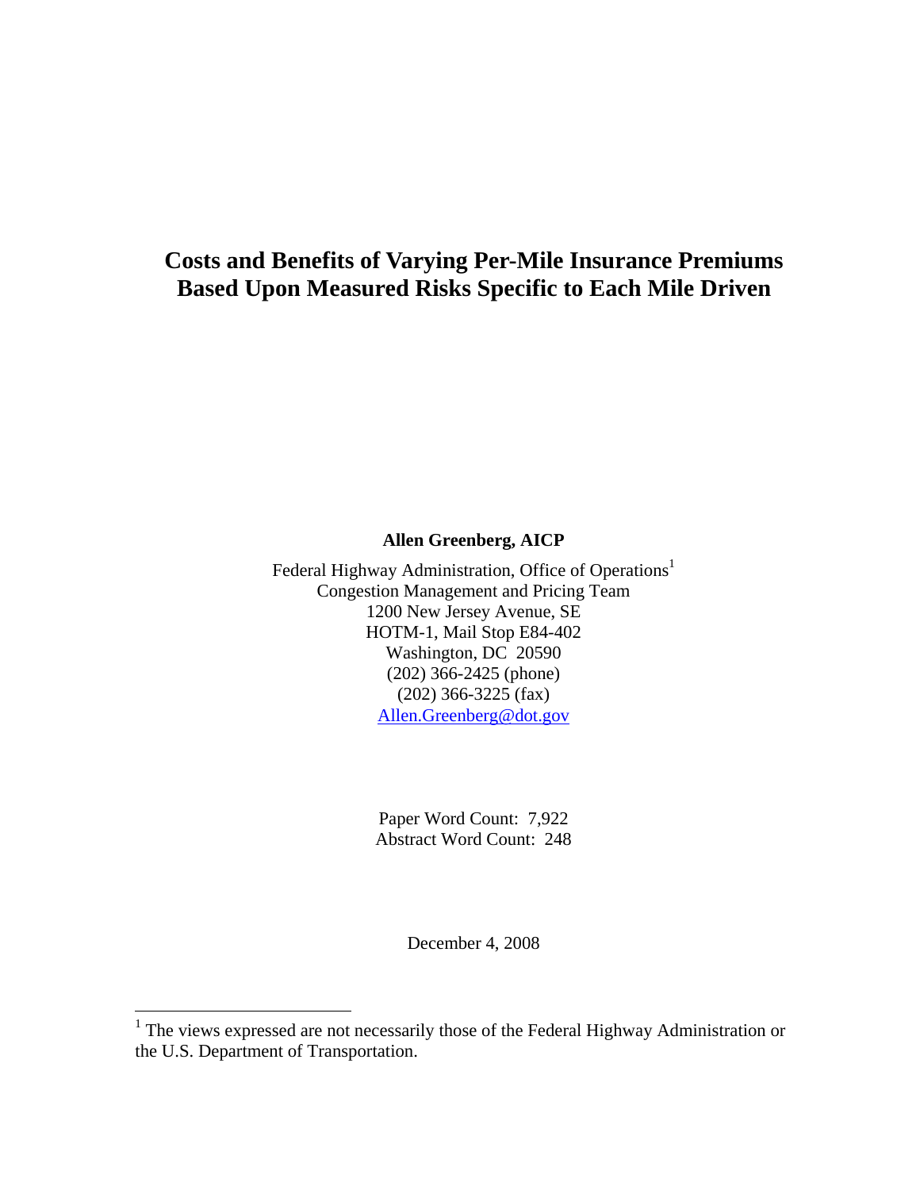# Costs and Benefits of Varying Per-Mile Insurance Premiums Based Upon Measured Risks Specific to Each Mile Driven

**Allen Greenberg, AICP**

Federal Highway Administration, Office of Operations[1]
Congestion Management and Pricing Team
1200 New Jersey Avenue, SE
HOTM-1, Mail Stop E84-402
Washington, DC 20590
(202) 366-2425 (phone)
(202) 366-3225 (fax)
Allen.Greenberg@dot.gov

Paper Word Count: 7,922
Abstract Word Count: 248

December 4, 2008

[1] The views expressed are not necessarily those of the Federal Highway Administration or the U.S. Department of Transportation.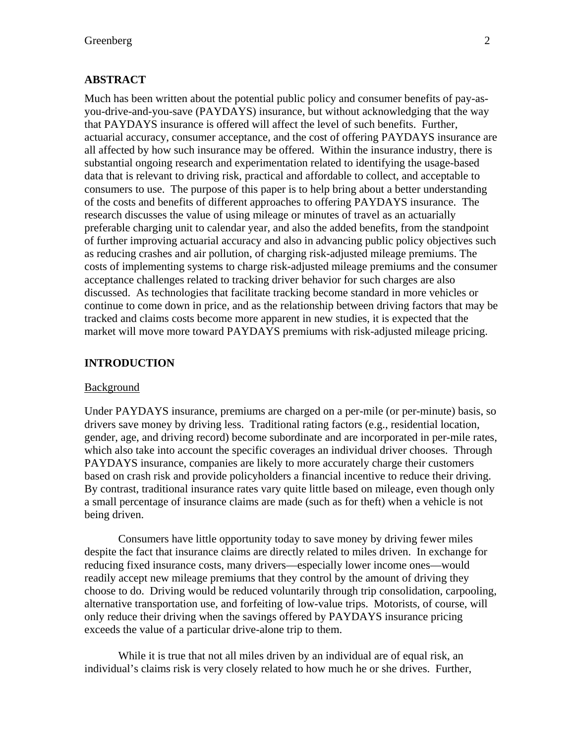## ABSTRACT

Much has been written about the potential public policy and consumer benefits of pay-as-you-drive-and-you-save (PAYDAYS) insurance, but without acknowledging that the way that PAYDAYS insurance is offered will affect the level of such benefits. Further, actuarial accuracy, consumer acceptance, and the cost of offering PAYDAYS insurance are all affected by how such insurance may be offered. Within the insurance industry, there is substantial ongoing research and experimentation related to identifying the usage-based data that is relevant to driving risk, practical and affordable to collect, and acceptable to consumers to use. The purpose of this paper is to help bring about a better understanding of the costs and benefits of different approaches to offering PAYDAYS insurance. The research discusses the value of using mileage or minutes of travel as an actuarially preferable charging unit to calendar year, and also the added benefits, from the standpoint of further improving actuarial accuracy and also in advancing public policy objectives such as reducing crashes and air pollution, of charging risk-adjusted mileage premiums. The costs of implementing systems to charge risk-adjusted mileage premiums and the consumer acceptance challenges related to tracking driver behavior for such charges are also discussed. As technologies that facilitate tracking become standard in more vehicles or continue to come down in price, and as the relationship between driving factors that may be tracked and claims costs become more apparent in new studies, it is expected that the market will move more toward PAYDAYS premiums with risk-adjusted mileage pricing.

## INTRODUCTION

### Background

Under PAYDAYS insurance, premiums are charged on a per-mile (or per-minute) basis, so drivers save money by driving less. Traditional rating factors (e.g., residential location, gender, age, and driving record) become subordinate and are incorporated in per-mile rates, which also take into account the specific coverages an individual driver chooses. Through PAYDAYS insurance, companies are likely to more accurately charge their customers based on crash risk and provide policyholders a financial incentive to reduce their driving. By contrast, traditional insurance rates vary quite little based on mileage, even though only a small percentage of insurance claims are made (such as for theft) when a vehicle is not being driven.

Consumers have little opportunity today to save money by driving fewer miles despite the fact that insurance claims are directly related to miles driven. In exchange for reducing fixed insurance costs, many drivers—especially lower income ones—would readily accept new mileage premiums that they control by the amount of driving they choose to do. Driving would be reduced voluntarily through trip consolidation, carpooling, alternative transportation use, and forfeiting of low-value trips. Motorists, of course, will only reduce their driving when the savings offered by PAYDAYS insurance pricing exceeds the value of a particular drive-alone trip to them.

While it is true that not all miles driven by an individual are of equal risk, an individual's claims risk is very closely related to how much he or she drives. Further,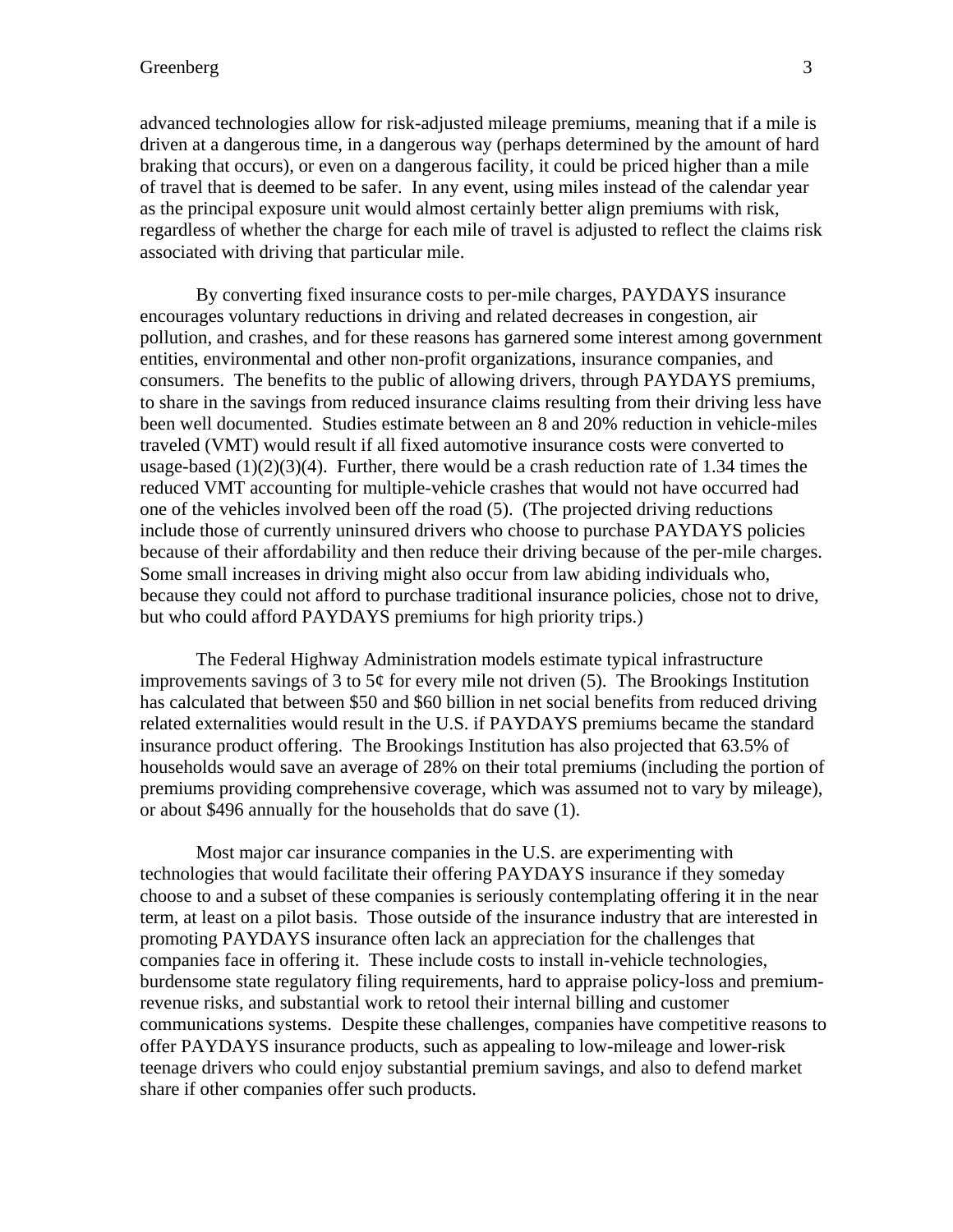advanced technologies allow for risk-adjusted mileage premiums, meaning that if a mile is driven at a dangerous time, in a dangerous way (perhaps determined by the amount of hard braking that occurs), or even on a dangerous facility, it could be priced higher than a mile of travel that is deemed to be safer. In any event, using miles instead of the calendar year as the principal exposure unit would almost certainly better align premiums with risk, regardless of whether the charge for each mile of travel is adjusted to reflect the claims risk associated with driving that particular mile.

By converting fixed insurance costs to per-mile charges, PAYDAYS insurance encourages voluntary reductions in driving and related decreases in congestion, air pollution, and crashes, and for these reasons has garnered some interest among government entities, environmental and other non-profit organizations, insurance companies, and consumers. The benefits to the public of allowing drivers, through PAYDAYS premiums, to share in the savings from reduced insurance claims resulting from their driving less have been well documented. Studies estimate between an 8 and 20% reduction in vehicle-miles traveled (VMT) would result if all fixed automotive insurance costs were converted to usage-based (1)(2)(3)(4). Further, there would be a crash reduction rate of 1.34 times the reduced VMT accounting for multiple-vehicle crashes that would not have occurred had one of the vehicles involved been off the road (5). (The projected driving reductions include those of currently uninsured drivers who choose to purchase PAYDAYS policies because of their affordability and then reduce their driving because of the per-mile charges. Some small increases in driving might also occur from law abiding individuals who, because they could not afford to purchase traditional insurance policies, chose not to drive, but who could afford PAYDAYS premiums for high priority trips.)

The Federal Highway Administration models estimate typical infrastructure improvements savings of 3 to 5¢ for every mile not driven (5). The Brookings Institution has calculated that between $50 and $60 billion in net social benefits from reduced driving related externalities would result in the U.S. if PAYDAYS premiums became the standard insurance product offering. The Brookings Institution has also projected that 63.5% of households would save an average of 28% on their total premiums (including the portion of premiums providing comprehensive coverage, which was assumed not to vary by mileage), or about $496 annually for the households that do save (1).

Most major car insurance companies in the U.S. are experimenting with technologies that would facilitate their offering PAYDAYS insurance if they someday choose to and a subset of these companies is seriously contemplating offering it in the near term, at least on a pilot basis. Those outside of the insurance industry that are interested in promoting PAYDAYS insurance often lack an appreciation for the challenges that companies face in offering it. These include costs to install in-vehicle technologies, burdensome state regulatory filing requirements, hard to appraise policy-loss and premium-revenue risks, and substantial work to retool their internal billing and customer communications systems. Despite these challenges, companies have competitive reasons to offer PAYDAYS insurance products, such as appealing to low-mileage and lower-risk teenage drivers who could enjoy substantial premium savings, and also to defend market share if other companies offer such products.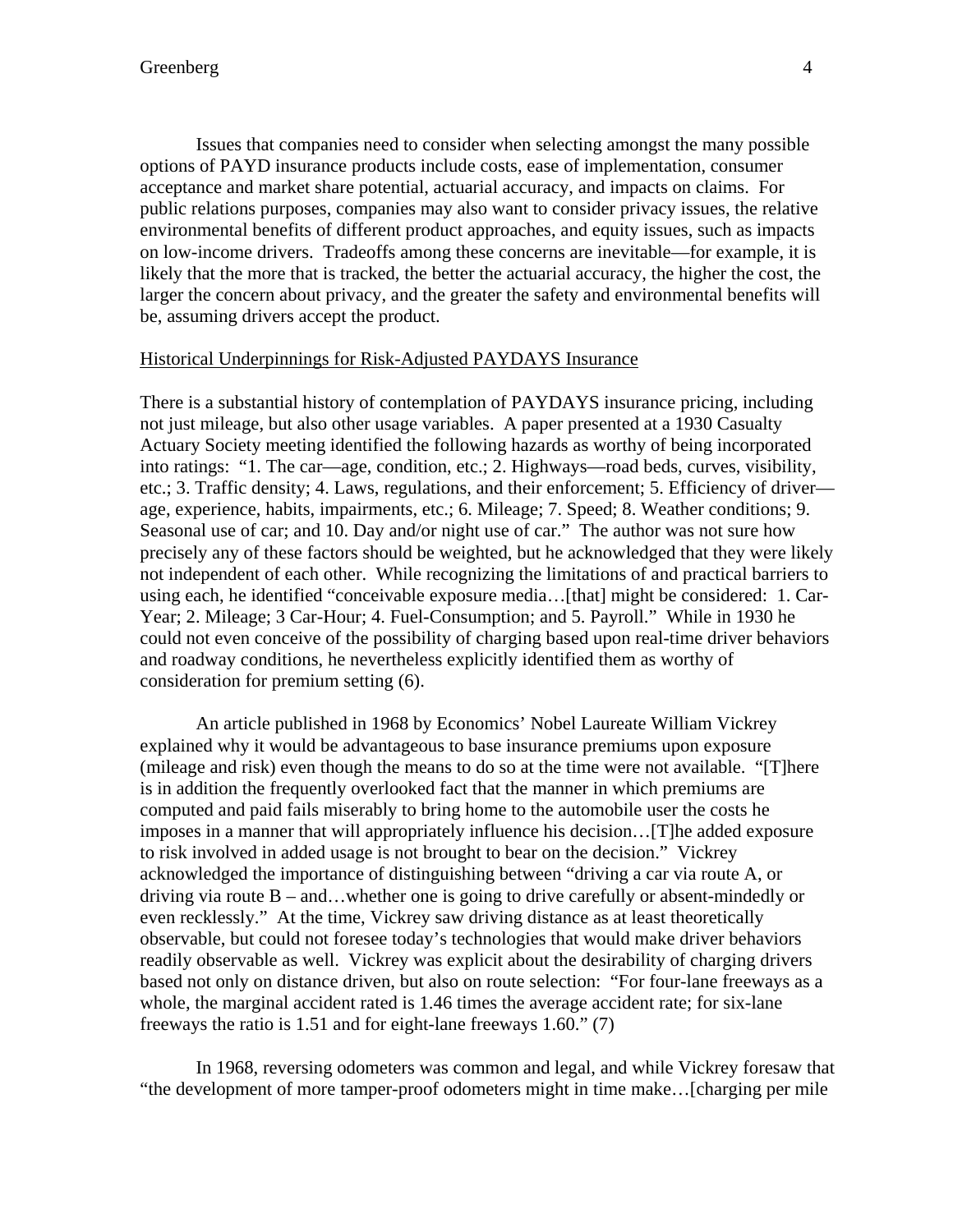Issues that companies need to consider when selecting amongst the many possible options of PAYD insurance products include costs, ease of implementation, consumer acceptance and market share potential, actuarial accuracy, and impacts on claims. For public relations purposes, companies may also want to consider privacy issues, the relative environmental benefits of different product approaches, and equity issues, such as impacts on low-income drivers. Tradeoffs among these concerns are inevitable—for example, it is likely that the more that is tracked, the better the actuarial accuracy, the higher the cost, the larger the concern about privacy, and the greater the safety and environmental benefits will be, assuming drivers accept the product.

## Historical Underpinnings for Risk-Adjusted PAYDAYS Insurance

There is a substantial history of contemplation of PAYDAYS insurance pricing, including not just mileage, but also other usage variables. A paper presented at a 1930 Casualty Actuary Society meeting identified the following hazards as worthy of being incorporated into ratings: "1. The car—age, condition, etc.; 2. Highways—road beds, curves, visibility, etc.; 3. Traffic density; 4. Laws, regulations, and their enforcement; 5. Efficiency of driver—age, experience, habits, impairments, etc.; 6. Mileage; 7. Speed; 8. Weather conditions; 9. Seasonal use of car; and 10. Day and/or night use of car." The author was not sure how precisely any of these factors should be weighted, but he acknowledged that they were likely not independent of each other. While recognizing the limitations of and practical barriers to using each, he identified "conceivable exposure media…[that] might be considered: 1. Car-Year; 2. Mileage; 3 Car-Hour; 4. Fuel-Consumption; and 5. Payroll." While in 1930 he could not even conceive of the possibility of charging based upon real-time driver behaviors and roadway conditions, he nevertheless explicitly identified them as worthy of consideration for premium setting (6).

An article published in 1968 by Economics' Nobel Laureate William Vickrey explained why it would be advantageous to base insurance premiums upon exposure (mileage and risk) even though the means to do so at the time were not available. "[T]here is in addition the frequently overlooked fact that the manner in which premiums are computed and paid fails miserably to bring home to the automobile user the costs he imposes in a manner that will appropriately influence his decision…[T]he added exposure to risk involved in added usage is not brought to bear on the decision." Vickrey acknowledged the importance of distinguishing between "driving a car via route A, or driving via route B – and…whether one is going to drive carefully or absent-mindedly or even recklessly." At the time, Vickrey saw driving distance as at least theoretically observable, but could not foresee today's technologies that would make driver behaviors readily observable as well. Vickrey was explicit about the desirability of charging drivers based not only on distance driven, but also on route selection: "For four-lane freeways as a whole, the marginal accident rated is 1.46 times the average accident rate; for six-lane freeways the ratio is 1.51 and for eight-lane freeways 1.60." (7)

In 1968, reversing odometers was common and legal, and while Vickrey foresaw that "the development of more tamper-proof odometers might in time make…[charging per mile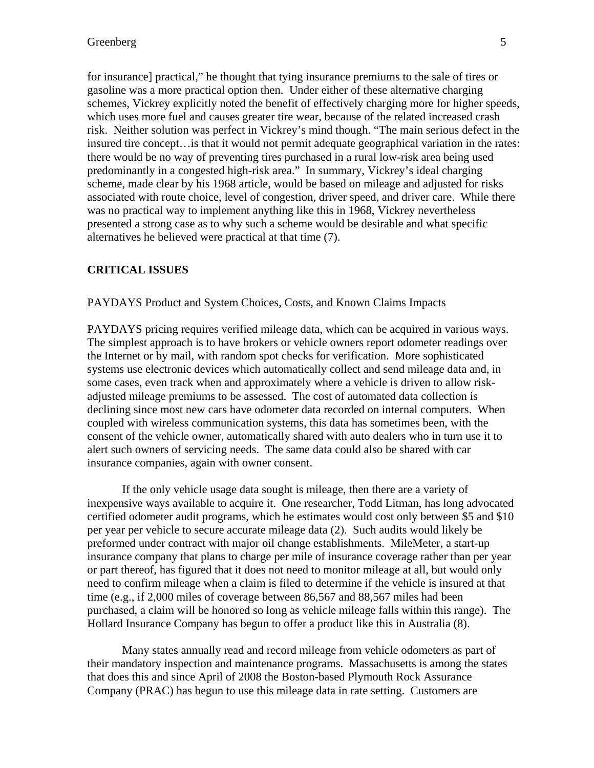for insurance] practical," he thought that tying insurance premiums to the sale of tires or gasoline was a more practical option then. Under either of these alternative charging schemes, Vickrey explicitly noted the benefit of effectively charging more for higher speeds, which uses more fuel and causes greater tire wear, because of the related increased crash risk. Neither solution was perfect in Vickrey's mind though. "The main serious defect in the insured tire concept…is that it would not permit adequate geographical variation in the rates: there would be no way of preventing tires purchased in a rural low-risk area being used predominantly in a congested high-risk area." In summary, Vickrey's ideal charging scheme, made clear by his 1968 article, would be based on mileage and adjusted for risks associated with route choice, level of congestion, driver speed, and driver care. While there was no practical way to implement anything like this in 1968, Vickrey nevertheless presented a strong case as to why such a scheme would be desirable and what specific alternatives he believed were practical at that time (7).

## CRITICAL ISSUES

### PAYDAYS Product and System Choices, Costs, and Known Claims Impacts

PAYDAYS pricing requires verified mileage data, which can be acquired in various ways. The simplest approach is to have brokers or vehicle owners report odometer readings over the Internet or by mail, with random spot checks for verification. More sophisticated systems use electronic devices which automatically collect and send mileage data and, in some cases, even track when and approximately where a vehicle is driven to allow risk-adjusted mileage premiums to be assessed. The cost of automated data collection is declining since most new cars have odometer data recorded on internal computers. When coupled with wireless communication systems, this data has sometimes been, with the consent of the vehicle owner, automatically shared with auto dealers who in turn use it to alert such owners of servicing needs. The same data could also be shared with car insurance companies, again with owner consent.

If the only vehicle usage data sought is mileage, then there are a variety of inexpensive ways available to acquire it. One researcher, Todd Litman, has long advocated certified odometer audit programs, which he estimates would cost only between $5 and $10 per year per vehicle to secure accurate mileage data (2). Such audits would likely be preformed under contract with major oil change establishments. MileMeter, a start-up insurance company that plans to charge per mile of insurance coverage rather than per year or part thereof, has figured that it does not need to monitor mileage at all, but would only need to confirm mileage when a claim is filed to determine if the vehicle is insured at that time (e.g., if 2,000 miles of coverage between 86,567 and 88,567 miles had been purchased, a claim will be honored so long as vehicle mileage falls within this range). The Hollard Insurance Company has begun to offer a product like this in Australia (8).

Many states annually read and record mileage from vehicle odometers as part of their mandatory inspection and maintenance programs. Massachusetts is among the states that does this and since April of 2008 the Boston-based Plymouth Rock Assurance Company (PRAC) has begun to use this mileage data in rate setting. Customers are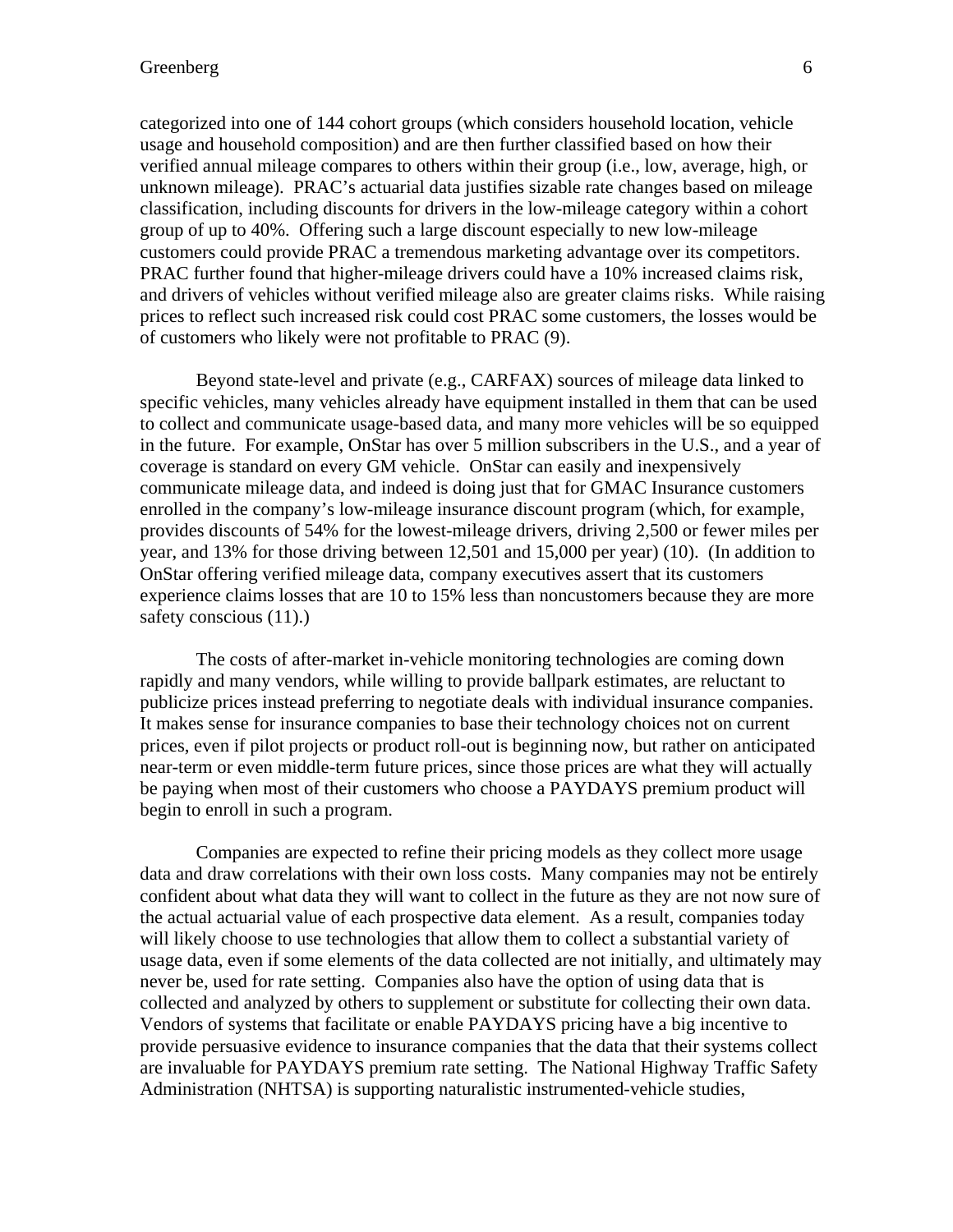categorized into one of 144 cohort groups (which considers household location, vehicle usage and household composition) and are then further classified based on how their verified annual mileage compares to others within their group (i.e., low, average, high, or unknown mileage). PRAC's actuarial data justifies sizable rate changes based on mileage classification, including discounts for drivers in the low-mileage category within a cohort group of up to 40%. Offering such a large discount especially to new low-mileage customers could provide PRAC a tremendous marketing advantage over its competitors. PRAC further found that higher-mileage drivers could have a 10% increased claims risk, and drivers of vehicles without verified mileage also are greater claims risks. While raising prices to reflect such increased risk could cost PRAC some customers, the losses would be of customers who likely were not profitable to PRAC (9).

Beyond state-level and private (e.g., CARFAX) sources of mileage data linked to specific vehicles, many vehicles already have equipment installed in them that can be used to collect and communicate usage-based data, and many more vehicles will be so equipped in the future. For example, OnStar has over 5 million subscribers in the U.S., and a year of coverage is standard on every GM vehicle. OnStar can easily and inexpensively communicate mileage data, and indeed is doing just that for GMAC Insurance customers enrolled in the company's low-mileage insurance discount program (which, for example, provides discounts of 54% for the lowest-mileage drivers, driving 2,500 or fewer miles per year, and 13% for those driving between 12,501 and 15,000 per year) (10). (In addition to OnStar offering verified mileage data, company executives assert that its customers experience claims losses that are 10 to 15% less than noncustomers because they are more safety conscious (11).)

The costs of after-market in-vehicle monitoring technologies are coming down rapidly and many vendors, while willing to provide ballpark estimates, are reluctant to publicize prices instead preferring to negotiate deals with individual insurance companies. It makes sense for insurance companies to base their technology choices not on current prices, even if pilot projects or product roll-out is beginning now, but rather on anticipated near-term or even middle-term future prices, since those prices are what they will actually be paying when most of their customers who choose a PAYDAYS premium product will begin to enroll in such a program.

Companies are expected to refine their pricing models as they collect more usage data and draw correlations with their own loss costs. Many companies may not be entirely confident about what data they will want to collect in the future as they are not now sure of the actual actuarial value of each prospective data element. As a result, companies today will likely choose to use technologies that allow them to collect a substantial variety of usage data, even if some elements of the data collected are not initially, and ultimately may never be, used for rate setting. Companies also have the option of using data that is collected and analyzed by others to supplement or substitute for collecting their own data. Vendors of systems that facilitate or enable PAYDAYS pricing have a big incentive to provide persuasive evidence to insurance companies that the data that their systems collect are invaluable for PAYDAYS premium rate setting. The National Highway Traffic Safety Administration (NHTSA) is supporting naturalistic instrumented-vehicle studies,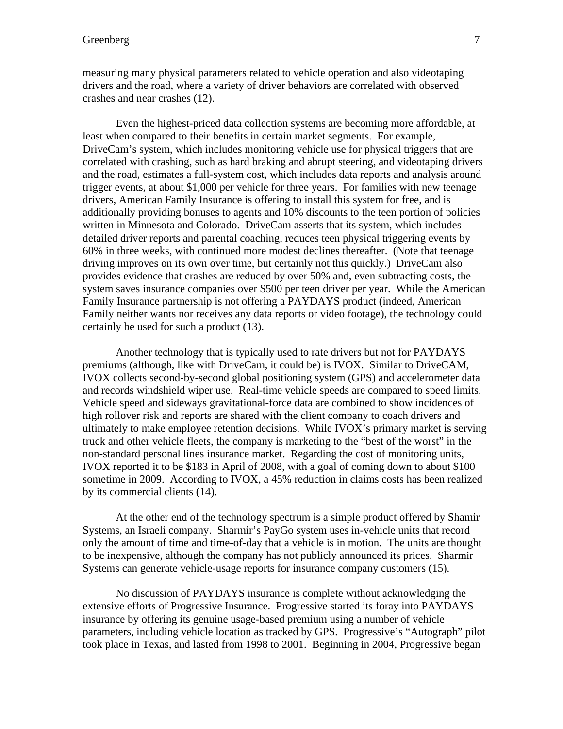measuring many physical parameters related to vehicle operation and also videotaping drivers and the road, where a variety of driver behaviors are correlated with observed crashes and near crashes (12).

Even the highest-priced data collection systems are becoming more affordable, at least when compared to their benefits in certain market segments. For example, DriveCam's system, which includes monitoring vehicle use for physical triggers that are correlated with crashing, such as hard braking and abrupt steering, and videotaping drivers and the road, estimates a full-system cost, which includes data reports and analysis around trigger events, at about $1,000 per vehicle for three years. For families with new teenage drivers, American Family Insurance is offering to install this system for free, and is additionally providing bonuses to agents and 10% discounts to the teen portion of policies written in Minnesota and Colorado. DriveCam asserts that its system, which includes detailed driver reports and parental coaching, reduces teen physical triggering events by 60% in three weeks, with continued more modest declines thereafter. (Note that teenage driving improves on its own over time, but certainly not this quickly.) DriveCam also provides evidence that crashes are reduced by over 50% and, even subtracting costs, the system saves insurance companies over $500 per teen driver per year. While the American Family Insurance partnership is not offering a PAYDAYS product (indeed, American Family neither wants nor receives any data reports or video footage), the technology could certainly be used for such a product (13).

Another technology that is typically used to rate drivers but not for PAYDAYS premiums (although, like with DriveCam, it could be) is IVOX. Similar to DriveCAM, IVOX collects second-by-second global positioning system (GPS) and accelerometer data and records windshield wiper use. Real-time vehicle speeds are compared to speed limits. Vehicle speed and sideways gravitational-force data are combined to show incidences of high rollover risk and reports are shared with the client company to coach drivers and ultimately to make employee retention decisions. While IVOX's primary market is serving truck and other vehicle fleets, the company is marketing to the "best of the worst" in the non-standard personal lines insurance market. Regarding the cost of monitoring units, IVOX reported it to be $183 in April of 2008, with a goal of coming down to about $100 sometime in 2009. According to IVOX, a 45% reduction in claims costs has been realized by its commercial clients (14).

At the other end of the technology spectrum is a simple product offered by Shamir Systems, an Israeli company. Sharmir's PayGo system uses in-vehicle units that record only the amount of time and time-of-day that a vehicle is in motion. The units are thought to be inexpensive, although the company has not publicly announced its prices. Sharmir Systems can generate vehicle-usage reports for insurance company customers (15).

No discussion of PAYDAYS insurance is complete without acknowledging the extensive efforts of Progressive Insurance. Progressive started its foray into PAYDAYS insurance by offering its genuine usage-based premium using a number of vehicle parameters, including vehicle location as tracked by GPS. Progressive's "Autograph" pilot took place in Texas, and lasted from 1998 to 2001. Beginning in 2004, Progressive began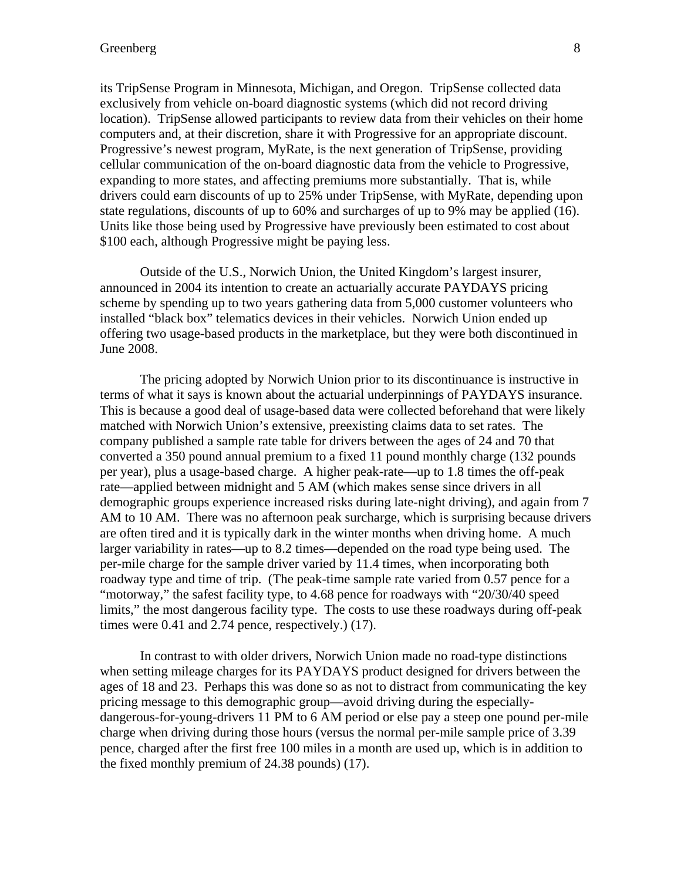its TripSense Program in Minnesota, Michigan, and Oregon. TripSense collected data exclusively from vehicle on-board diagnostic systems (which did not record driving location). TripSense allowed participants to review data from their vehicles on their home computers and, at their discretion, share it with Progressive for an appropriate discount. Progressive's newest program, MyRate, is the next generation of TripSense, providing cellular communication of the on-board diagnostic data from the vehicle to Progressive, expanding to more states, and affecting premiums more substantially. That is, while drivers could earn discounts of up to 25% under TripSense, with MyRate, depending upon state regulations, discounts of up to 60% and surcharges of up to 9% may be applied (16). Units like those being used by Progressive have previously been estimated to cost about $100 each, although Progressive might be paying less.

Outside of the U.S., Norwich Union, the United Kingdom's largest insurer, announced in 2004 its intention to create an actuarially accurate PAYDAYS pricing scheme by spending up to two years gathering data from 5,000 customer volunteers who installed "black box" telematics devices in their vehicles. Norwich Union ended up offering two usage-based products in the marketplace, but they were both discontinued in June 2008.

The pricing adopted by Norwich Union prior to its discontinuance is instructive in terms of what it says is known about the actuarial underpinnings of PAYDAYS insurance. This is because a good deal of usage-based data were collected beforehand that were likely matched with Norwich Union's extensive, preexisting claims data to set rates. The company published a sample rate table for drivers between the ages of 24 and 70 that converted a 350 pound annual premium to a fixed 11 pound monthly charge (132 pounds per year), plus a usage-based charge. A higher peak-rate—up to 1.8 times the off-peak rate—applied between midnight and 5 AM (which makes sense since drivers in all demographic groups experience increased risks during late-night driving), and again from 7 AM to 10 AM. There was no afternoon peak surcharge, which is surprising because drivers are often tired and it is typically dark in the winter months when driving home. A much larger variability in rates—up to 8.2 times—depended on the road type being used. The per-mile charge for the sample driver varied by 11.4 times, when incorporating both roadway type and time of trip. (The peak-time sample rate varied from 0.57 pence for a "motorway," the safest facility type, to 4.68 pence for roadways with "20/30/40 speed limits," the most dangerous facility type. The costs to use these roadways during off-peak times were 0.41 and 2.74 pence, respectively.) (17).

In contrast to with older drivers, Norwich Union made no road-type distinctions when setting mileage charges for its PAYDAYS product designed for drivers between the ages of 18 and 23. Perhaps this was done so as not to distract from communicating the key pricing message to this demographic group—avoid driving during the especially-dangerous-for-young-drivers 11 PM to 6 AM period or else pay a steep one pound per-mile charge when driving during those hours (versus the normal per-mile sample price of 3.39 pence, charged after the first free 100 miles in a month are used up, which is in addition to the fixed monthly premium of 24.38 pounds) (17).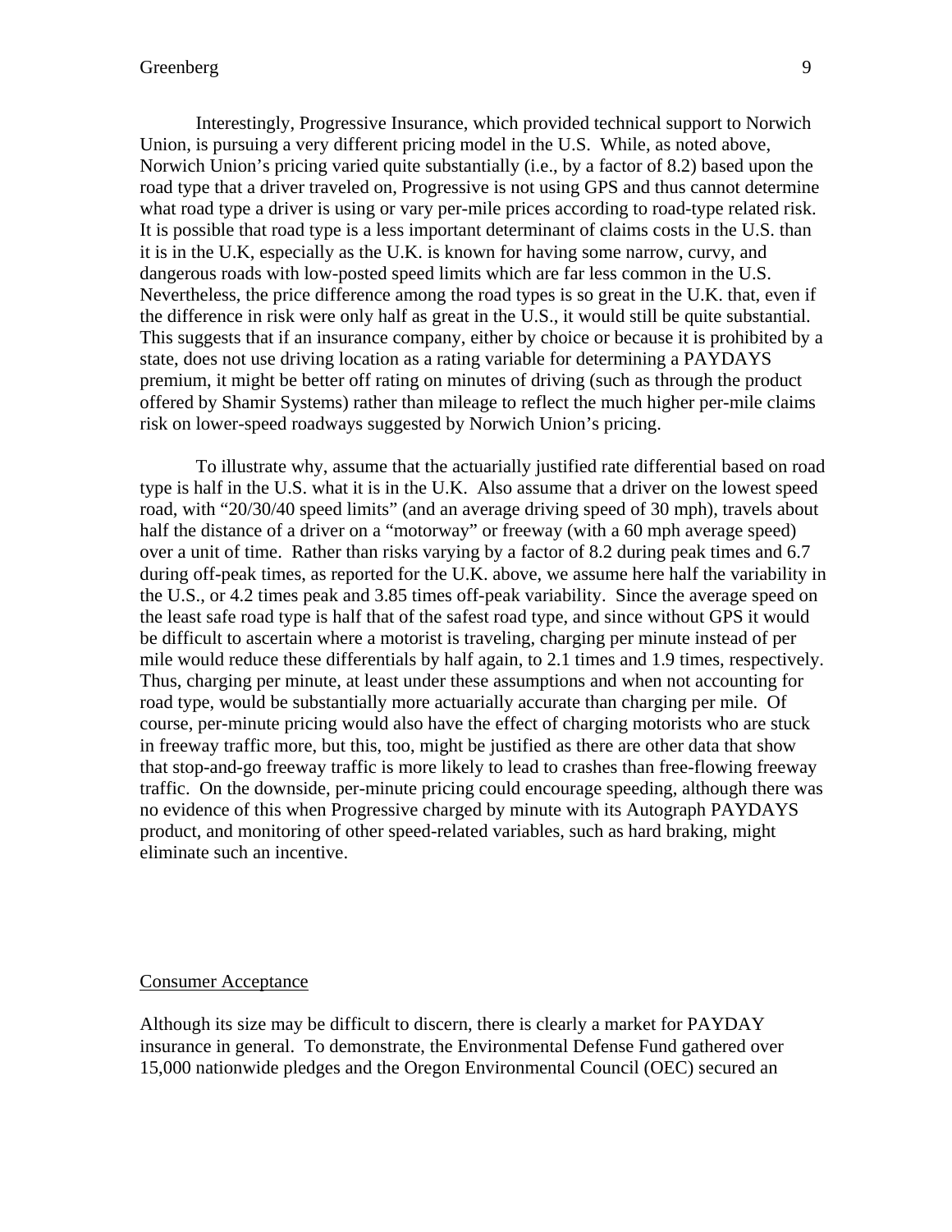Interestingly, Progressive Insurance, which provided technical support to Norwich Union, is pursuing a very different pricing model in the U.S. While, as noted above, Norwich Union's pricing varied quite substantially (i.e., by a factor of 8.2) based upon the road type that a driver traveled on, Progressive is not using GPS and thus cannot determine what road type a driver is using or vary per-mile prices according to road-type related risk. It is possible that road type is a less important determinant of claims costs in the U.S. than it is in the U.K, especially as the U.K. is known for having some narrow, curvy, and dangerous roads with low-posted speed limits which are far less common in the U.S. Nevertheless, the price difference among the road types is so great in the U.K. that, even if the difference in risk were only half as great in the U.S., it would still be quite substantial. This suggests that if an insurance company, either by choice or because it is prohibited by a state, does not use driving location as a rating variable for determining a PAYDAYS premium, it might be better off rating on minutes of driving (such as through the product offered by Shamir Systems) rather than mileage to reflect the much higher per-mile claims risk on lower-speed roadways suggested by Norwich Union's pricing.

To illustrate why, assume that the actuarially justified rate differential based on road type is half in the U.S. what it is in the U.K. Also assume that a driver on the lowest speed road, with "20/30/40 speed limits" (and an average driving speed of 30 mph), travels about half the distance of a driver on a "motorway" or freeway (with a 60 mph average speed) over a unit of time. Rather than risks varying by a factor of 8.2 during peak times and 6.7 during off-peak times, as reported for the U.K. above, we assume here half the variability in the U.S., or 4.2 times peak and 3.85 times off-peak variability. Since the average speed on the least safe road type is half that of the safest road type, and since without GPS it would be difficult to ascertain where a motorist is traveling, charging per minute instead of per mile would reduce these differentials by half again, to 2.1 times and 1.9 times, respectively. Thus, charging per minute, at least under these assumptions and when not accounting for road type, would be substantially more actuarially accurate than charging per mile. Of course, per-minute pricing would also have the effect of charging motorists who are stuck in freeway traffic more, but this, too, might be justified as there are other data that show that stop-and-go freeway traffic is more likely to lead to crashes than free-flowing freeway traffic. On the downside, per-minute pricing could encourage speeding, although there was no evidence of this when Progressive charged by minute with its Autograph PAYDAYS product, and monitoring of other speed-related variables, such as hard braking, might eliminate such an incentive.

## Consumer Acceptance

Although its size may be difficult to discern, there is clearly a market for PAYDAY insurance in general. To demonstrate, the Environmental Defense Fund gathered over 15,000 nationwide pledges and the Oregon Environmental Council (OEC) secured an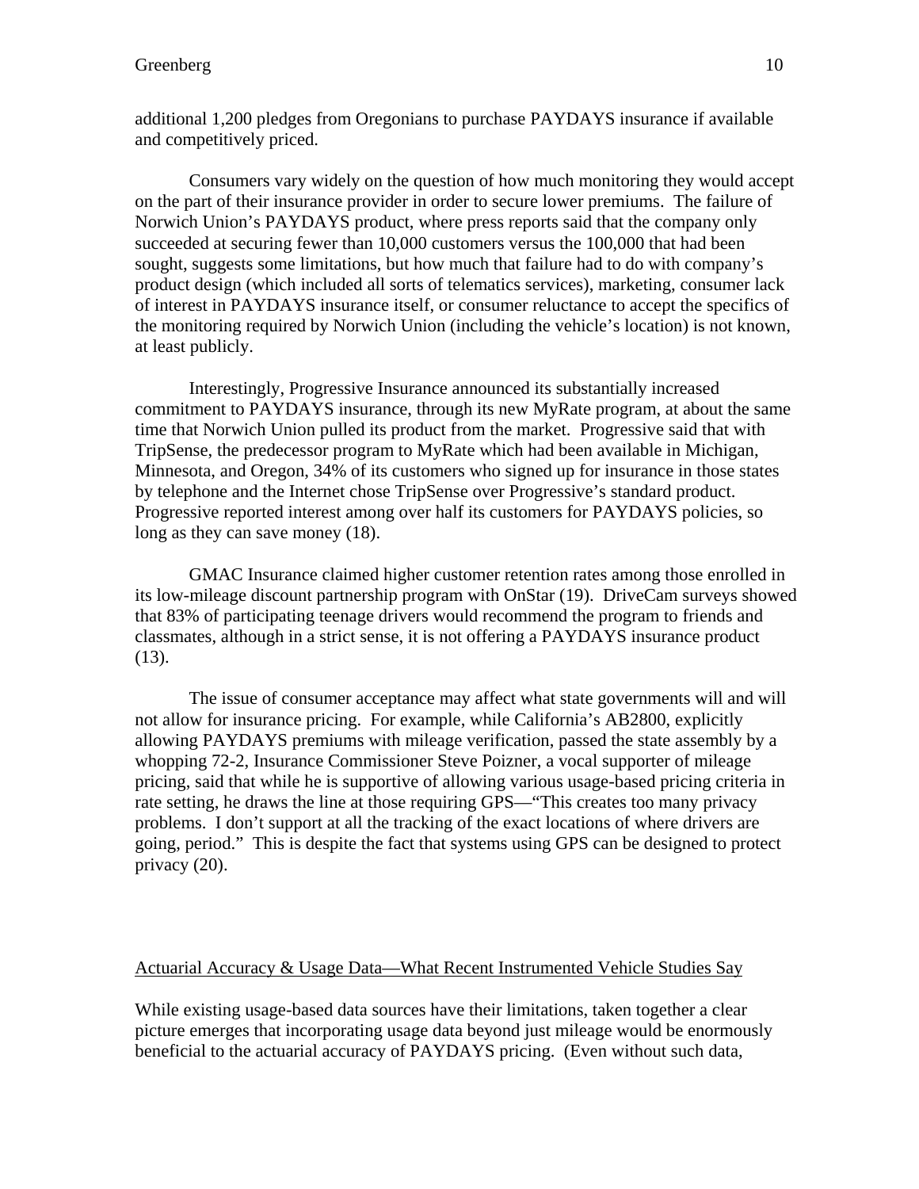additional 1,200 pledges from Oregonians to purchase PAYDAYS insurance if available and competitively priced.

Consumers vary widely on the question of how much monitoring they would accept on the part of their insurance provider in order to secure lower premiums. The failure of Norwich Union's PAYDAYS product, where press reports said that the company only succeeded at securing fewer than 10,000 customers versus the 100,000 that had been sought, suggests some limitations, but how much that failure had to do with company's product design (which included all sorts of telematics services), marketing, consumer lack of interest in PAYDAYS insurance itself, or consumer reluctance to accept the specifics of the monitoring required by Norwich Union (including the vehicle's location) is not known, at least publicly.

Interestingly, Progressive Insurance announced its substantially increased commitment to PAYDAYS insurance, through its new MyRate program, at about the same time that Norwich Union pulled its product from the market. Progressive said that with TripSense, the predecessor program to MyRate which had been available in Michigan, Minnesota, and Oregon, 34% of its customers who signed up for insurance in those states by telephone and the Internet chose TripSense over Progressive's standard product. Progressive reported interest among over half its customers for PAYDAYS policies, so long as they can save money (18).

GMAC Insurance claimed higher customer retention rates among those enrolled in its low-mileage discount partnership program with OnStar (19). DriveCam surveys showed that 83% of participating teenage drivers would recommend the program to friends and classmates, although in a strict sense, it is not offering a PAYDAYS insurance product (13).

The issue of consumer acceptance may affect what state governments will and will not allow for insurance pricing. For example, while California's AB2800, explicitly allowing PAYDAYS premiums with mileage verification, passed the state assembly by a whopping 72-2, Insurance Commissioner Steve Poizner, a vocal supporter of mileage pricing, said that while he is supportive of allowing various usage-based pricing criteria in rate setting, he draws the line at those requiring GPS—"This creates too many privacy problems. I don't support at all the tracking of the exact locations of where drivers are going, period." This is despite the fact that systems using GPS can be designed to protect privacy (20).

## Actuarial Accuracy & Usage Data—What Recent Instrumented Vehicle Studies Say

While existing usage-based data sources have their limitations, taken together a clear picture emerges that incorporating usage data beyond just mileage would be enormously beneficial to the actuarial accuracy of PAYDAYS pricing. (Even without such data,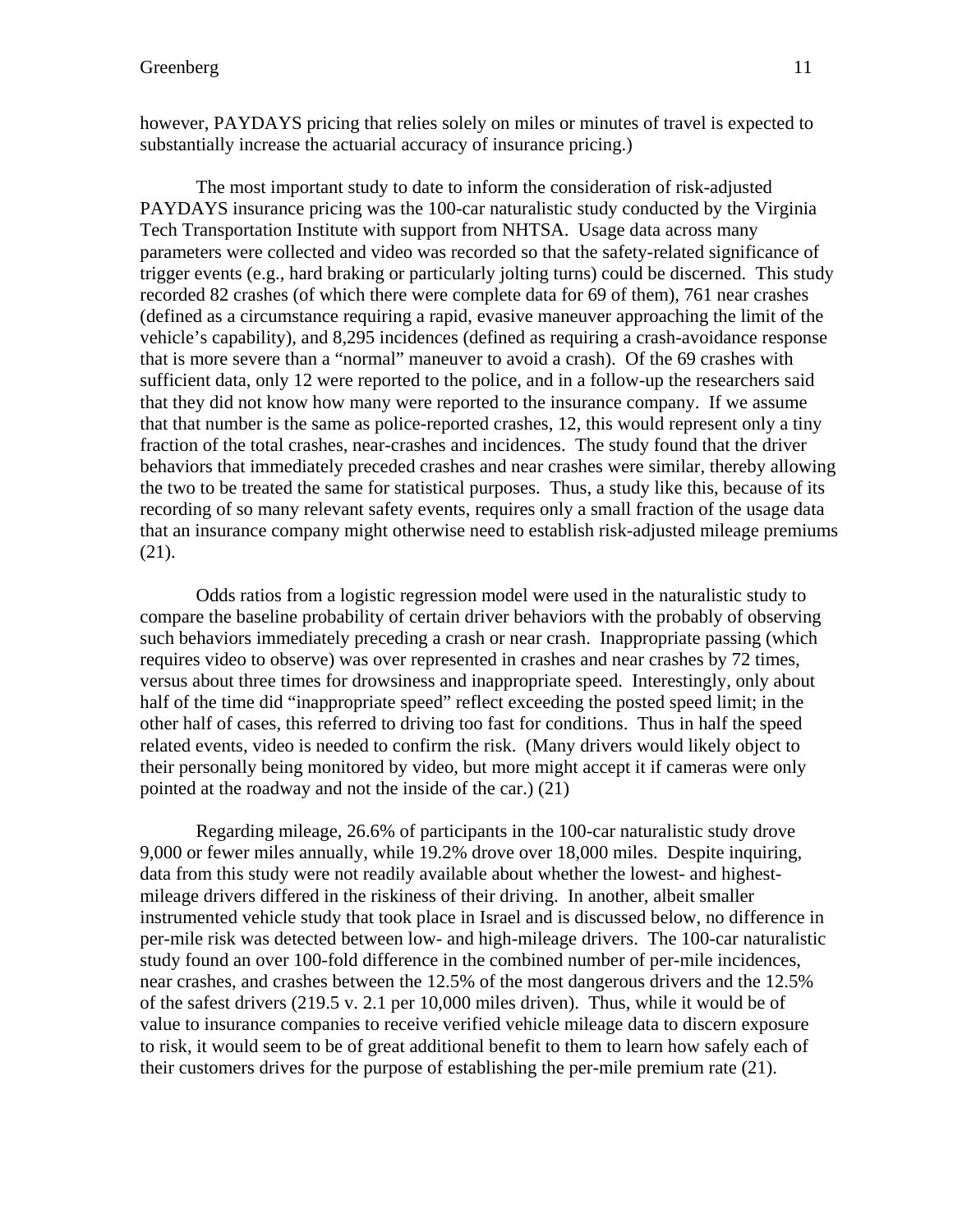however, PAYDAYS pricing that relies solely on miles or minutes of travel is expected to substantially increase the actuarial accuracy of insurance pricing.)

The most important study to date to inform the consideration of risk-adjusted PAYDAYS insurance pricing was the 100-car naturalistic study conducted by the Virginia Tech Transportation Institute with support from NHTSA. Usage data across many parameters were collected and video was recorded so that the safety-related significance of trigger events (e.g., hard braking or particularly jolting turns) could be discerned. This study recorded 82 crashes (of which there were complete data for 69 of them), 761 near crashes (defined as a circumstance requiring a rapid, evasive maneuver approaching the limit of the vehicle's capability), and 8,295 incidences (defined as requiring a crash-avoidance response that is more severe than a "normal" maneuver to avoid a crash). Of the 69 crashes with sufficient data, only 12 were reported to the police, and in a follow-up the researchers said that they did not know how many were reported to the insurance company. If we assume that that number is the same as police-reported crashes, 12, this would represent only a tiny fraction of the total crashes, near-crashes and incidences. The study found that the driver behaviors that immediately preceded crashes and near crashes were similar, thereby allowing the two to be treated the same for statistical purposes. Thus, a study like this, because of its recording of so many relevant safety events, requires only a small fraction of the usage data that an insurance company might otherwise need to establish risk-adjusted mileage premiums (21).

Odds ratios from a logistic regression model were used in the naturalistic study to compare the baseline probability of certain driver behaviors with the probably of observing such behaviors immediately preceding a crash or near crash. Inappropriate passing (which requires video to observe) was over represented in crashes and near crashes by 72 times, versus about three times for drowsiness and inappropriate speed. Interestingly, only about half of the time did "inappropriate speed" reflect exceeding the posted speed limit; in the other half of cases, this referred to driving too fast for conditions. Thus in half the speed related events, video is needed to confirm the risk. (Many drivers would likely object to their personally being monitored by video, but more might accept it if cameras were only pointed at the roadway and not the inside of the car.) (21)

Regarding mileage, 26.6% of participants in the 100-car naturalistic study drove 9,000 or fewer miles annually, while 19.2% drove over 18,000 miles. Despite inquiring, data from this study were not readily available about whether the lowest- and highest-mileage drivers differed in the riskiness of their driving. In another, albeit smaller instrumented vehicle study that took place in Israel and is discussed below, no difference in per-mile risk was detected between low- and high-mileage drivers. The 100-car naturalistic study found an over 100-fold difference in the combined number of per-mile incidences, near crashes, and crashes between the 12.5% of the most dangerous drivers and the 12.5% of the safest drivers (219.5 v. 2.1 per 10,000 miles driven). Thus, while it would be of value to insurance companies to receive verified vehicle mileage data to discern exposure to risk, it would seem to be of great additional benefit to them to learn how safely each of their customers drives for the purpose of establishing the per-mile premium rate (21).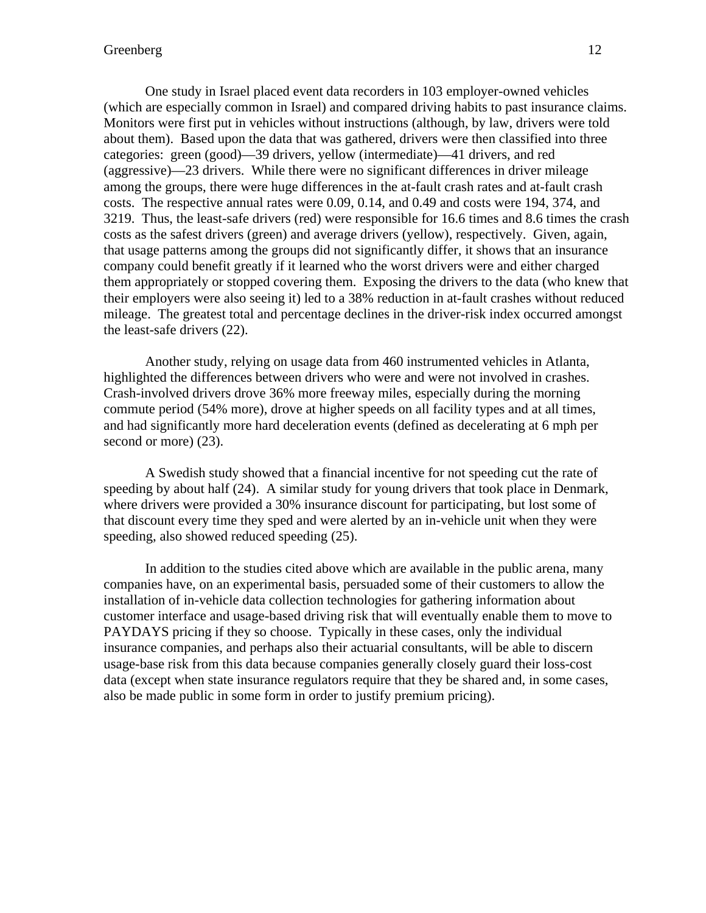One study in Israel placed event data recorders in 103 employer-owned vehicles (which are especially common in Israel) and compared driving habits to past insurance claims. Monitors were first put in vehicles without instructions (although, by law, drivers were told about them). Based upon the data that was gathered, drivers were then classified into three categories: green (good)—39 drivers, yellow (intermediate)—41 drivers, and red (aggressive)—23 drivers. While there were no significant differences in driver mileage among the groups, there were huge differences in the at-fault crash rates and at-fault crash costs. The respective annual rates were 0.09, 0.14, and 0.49 and costs were 194, 374, and 3219. Thus, the least-safe drivers (red) were responsible for 16.6 times and 8.6 times the crash costs as the safest drivers (green) and average drivers (yellow), respectively. Given, again, that usage patterns among the groups did not significantly differ, it shows that an insurance company could benefit greatly if it learned who the worst drivers were and either charged them appropriately or stopped covering them. Exposing the drivers to the data (who knew that their employers were also seeing it) led to a 38% reduction in at-fault crashes without reduced mileage. The greatest total and percentage declines in the driver-risk index occurred amongst the least-safe drivers (22).

Another study, relying on usage data from 460 instrumented vehicles in Atlanta, highlighted the differences between drivers who were and were not involved in crashes. Crash-involved drivers drove 36% more freeway miles, especially during the morning commute period (54% more), drove at higher speeds on all facility types and at all times, and had significantly more hard deceleration events (defined as decelerating at 6 mph per second or more) (23).

A Swedish study showed that a financial incentive for not speeding cut the rate of speeding by about half (24). A similar study for young drivers that took place in Denmark, where drivers were provided a 30% insurance discount for participating, but lost some of that discount every time they sped and were alerted by an in-vehicle unit when they were speeding, also showed reduced speeding (25).

In addition to the studies cited above which are available in the public arena, many companies have, on an experimental basis, persuaded some of their customers to allow the installation of in-vehicle data collection technologies for gathering information about customer interface and usage-based driving risk that will eventually enable them to move to PAYDAYS pricing if they so choose. Typically in these cases, only the individual insurance companies, and perhaps also their actuarial consultants, will be able to discern usage-base risk from this data because companies generally closely guard their loss-cost data (except when state insurance regulators require that they be shared and, in some cases, also be made public in some form in order to justify premium pricing).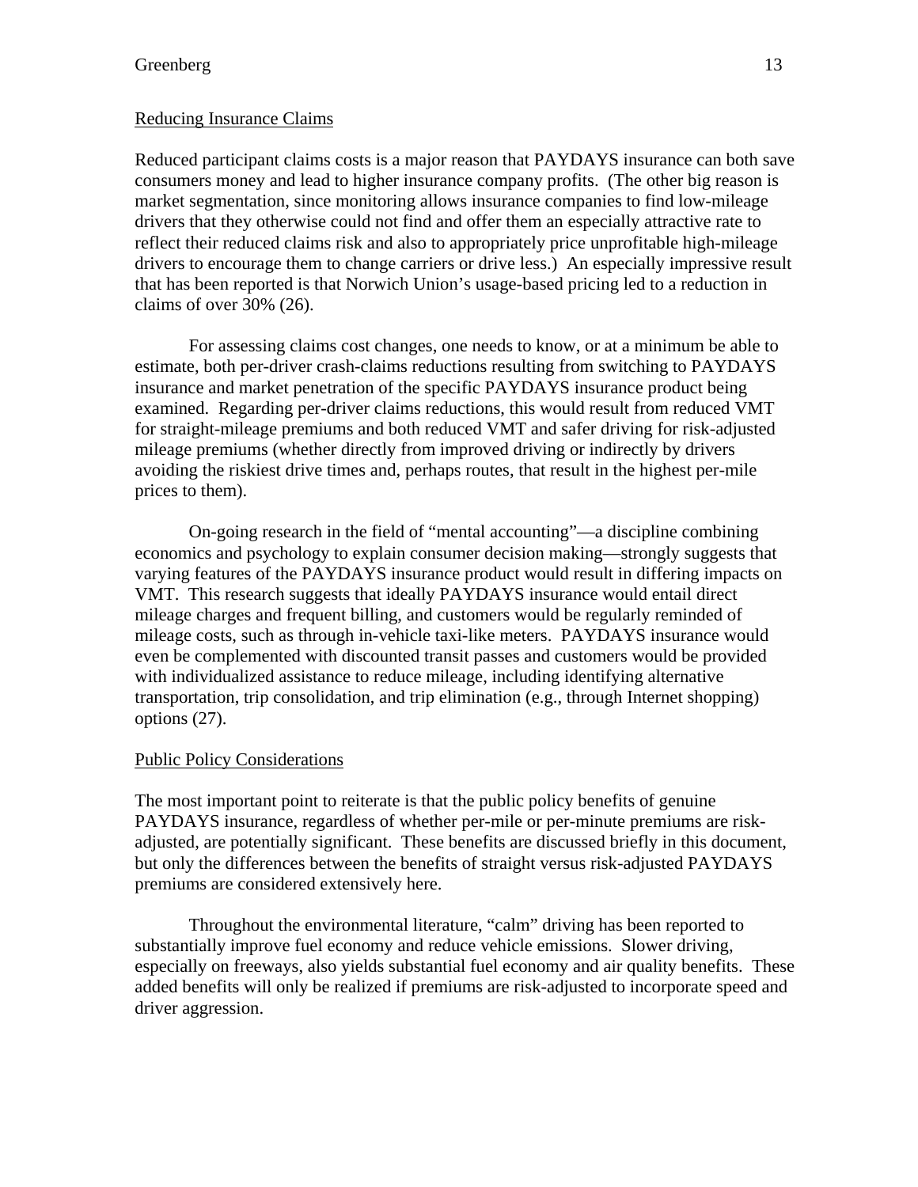<u>Reducing Insurance Claims</u>

Reduced participant claims costs is a major reason that PAYDAYS insurance can both save consumers money and lead to higher insurance company profits. (The other big reason is market segmentation, since monitoring allows insurance companies to find low-mileage drivers that they otherwise could not find and offer them an especially attractive rate to reflect their reduced claims risk and also to appropriately price unprofitable high-mileage drivers to encourage them to change carriers or drive less.) An especially impressive result that has been reported is that Norwich Union's usage-based pricing led to a reduction in claims of over 30% (26).

For assessing claims cost changes, one needs to know, or at a minimum be able to estimate, both per-driver crash-claims reductions resulting from switching to PAYDAYS insurance and market penetration of the specific PAYDAYS insurance product being examined. Regarding per-driver claims reductions, this would result from reduced VMT for straight-mileage premiums and both reduced VMT and safer driving for risk-adjusted mileage premiums (whether directly from improved driving or indirectly by drivers avoiding the riskiest drive times and, perhaps routes, that result in the highest per-mile prices to them).

On-going research in the field of "mental accounting"—a discipline combining economics and psychology to explain consumer decision making—strongly suggests that varying features of the PAYDAYS insurance product would result in differing impacts on VMT. This research suggests that ideally PAYDAYS insurance would entail direct mileage charges and frequent billing, and customers would be regularly reminded of mileage costs, such as through in-vehicle taxi-like meters. PAYDAYS insurance would even be complemented with discounted transit passes and customers would be provided with individualized assistance to reduce mileage, including identifying alternative transportation, trip consolidation, and trip elimination (e.g., through Internet shopping) options (27).

<u>Public Policy Considerations</u>

The most important point to reiterate is that the public policy benefits of genuine PAYDAYS insurance, regardless of whether per-mile or per-minute premiums are risk-adjusted, are potentially significant. These benefits are discussed briefly in this document, but only the differences between the benefits of straight versus risk-adjusted PAYDAYS premiums are considered extensively here.

Throughout the environmental literature, "calm" driving has been reported to substantially improve fuel economy and reduce vehicle emissions. Slower driving, especially on freeways, also yields substantial fuel economy and air quality benefits. These added benefits will only be realized if premiums are risk-adjusted to incorporate speed and driver aggression.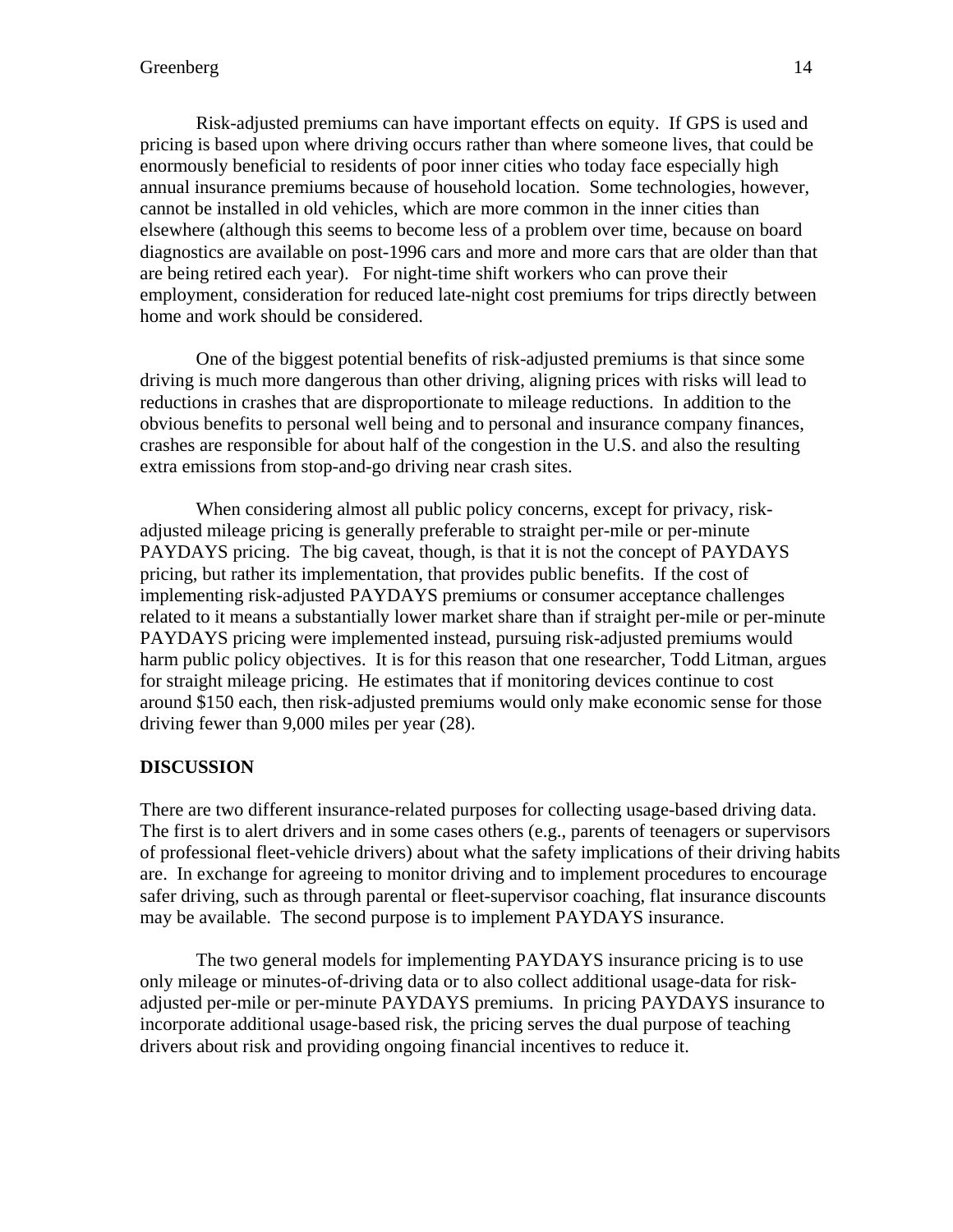Risk-adjusted premiums can have important effects on equity. If GPS is used and pricing is based upon where driving occurs rather than where someone lives, that could be enormously beneficial to residents of poor inner cities who today face especially high annual insurance premiums because of household location. Some technologies, however, cannot be installed in old vehicles, which are more common in the inner cities than elsewhere (although this seems to become less of a problem over time, because on board diagnostics are available on post-1996 cars and more and more cars that are older than that are being retired each year). For night-time shift workers who can prove their employment, consideration for reduced late-night cost premiums for trips directly between home and work should be considered.

One of the biggest potential benefits of risk-adjusted premiums is that since some driving is much more dangerous than other driving, aligning prices with risks will lead to reductions in crashes that are disproportionate to mileage reductions. In addition to the obvious benefits to personal well being and to personal and insurance company finances, crashes are responsible for about half of the congestion in the U.S. and also the resulting extra emissions from stop-and-go driving near crash sites.

When considering almost all public policy concerns, except for privacy, risk-adjusted mileage pricing is generally preferable to straight per-mile or per-minute PAYDAYS pricing. The big caveat, though, is that it is not the concept of PAYDAYS pricing, but rather its implementation, that provides public benefits. If the cost of implementing risk-adjusted PAYDAYS premiums or consumer acceptance challenges related to it means a substantially lower market share than if straight per-mile or per-minute PAYDAYS pricing were implemented instead, pursuing risk-adjusted premiums would harm public policy objectives. It is for this reason that one researcher, Todd Litman, argues for straight mileage pricing. He estimates that if monitoring devices continue to cost around $150 each, then risk-adjusted premiums would only make economic sense for those driving fewer than 9,000 miles per year (28).

## DISCUSSION

There are two different insurance-related purposes for collecting usage-based driving data. The first is to alert drivers and in some cases others (e.g., parents of teenagers or supervisors of professional fleet-vehicle drivers) about what the safety implications of their driving habits are. In exchange for agreeing to monitor driving and to implement procedures to encourage safer driving, such as through parental or fleet-supervisor coaching, flat insurance discounts may be available. The second purpose is to implement PAYDAYS insurance.

The two general models for implementing PAYDAYS insurance pricing is to use only mileage or minutes-of-driving data or to also collect additional usage-data for risk-adjusted per-mile or per-minute PAYDAYS premiums. In pricing PAYDAYS insurance to incorporate additional usage-based risk, the pricing serves the dual purpose of teaching drivers about risk and providing ongoing financial incentives to reduce it.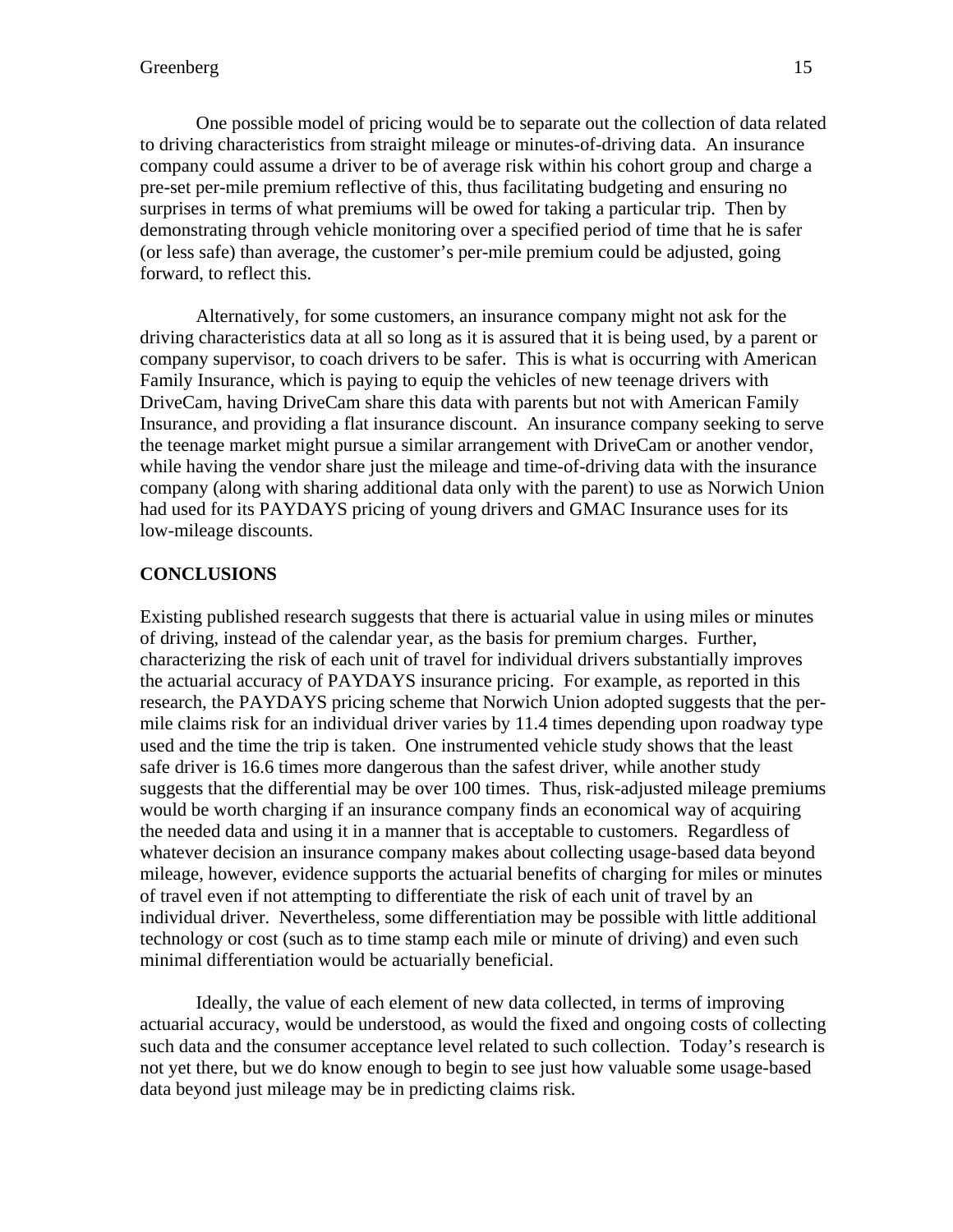One possible model of pricing would be to separate out the collection of data related to driving characteristics from straight mileage or minutes-of-driving data. An insurance company could assume a driver to be of average risk within his cohort group and charge a pre-set per-mile premium reflective of this, thus facilitating budgeting and ensuring no surprises in terms of what premiums will be owed for taking a particular trip. Then by demonstrating through vehicle monitoring over a specified period of time that he is safer (or less safe) than average, the customer's per-mile premium could be adjusted, going forward, to reflect this.

Alternatively, for some customers, an insurance company might not ask for the driving characteristics data at all so long as it is assured that it is being used, by a parent or company supervisor, to coach drivers to be safer. This is what is occurring with American Family Insurance, which is paying to equip the vehicles of new teenage drivers with DriveCam, having DriveCam share this data with parents but not with American Family Insurance, and providing a flat insurance discount. An insurance company seeking to serve the teenage market might pursue a similar arrangement with DriveCam or another vendor, while having the vendor share just the mileage and time-of-driving data with the insurance company (along with sharing additional data only with the parent) to use as Norwich Union had used for its PAYDAYS pricing of young drivers and GMAC Insurance uses for its low-mileage discounts.

## CONCLUSIONS

Existing published research suggests that there is actuarial value in using miles or minutes of driving, instead of the calendar year, as the basis for premium charges. Further, characterizing the risk of each unit of travel for individual drivers substantially improves the actuarial accuracy of PAYDAYS insurance pricing. For example, as reported in this research, the PAYDAYS pricing scheme that Norwich Union adopted suggests that the per-mile claims risk for an individual driver varies by 11.4 times depending upon roadway type used and the time the trip is taken. One instrumented vehicle study shows that the least safe driver is 16.6 times more dangerous than the safest driver, while another study suggests that the differential may be over 100 times. Thus, risk-adjusted mileage premiums would be worth charging if an insurance company finds an economical way of acquiring the needed data and using it in a manner that is acceptable to customers. Regardless of whatever decision an insurance company makes about collecting usage-based data beyond mileage, however, evidence supports the actuarial benefits of charging for miles or minutes of travel even if not attempting to differentiate the risk of each unit of travel by an individual driver. Nevertheless, some differentiation may be possible with little additional technology or cost (such as to time stamp each mile or minute of driving) and even such minimal differentiation would be actuarially beneficial.

Ideally, the value of each element of new data collected, in terms of improving actuarial accuracy, would be understood, as would the fixed and ongoing costs of collecting such data and the consumer acceptance level related to such collection. Today's research is not yet there, but we do know enough to begin to see just how valuable some usage-based data beyond just mileage may be in predicting claims risk.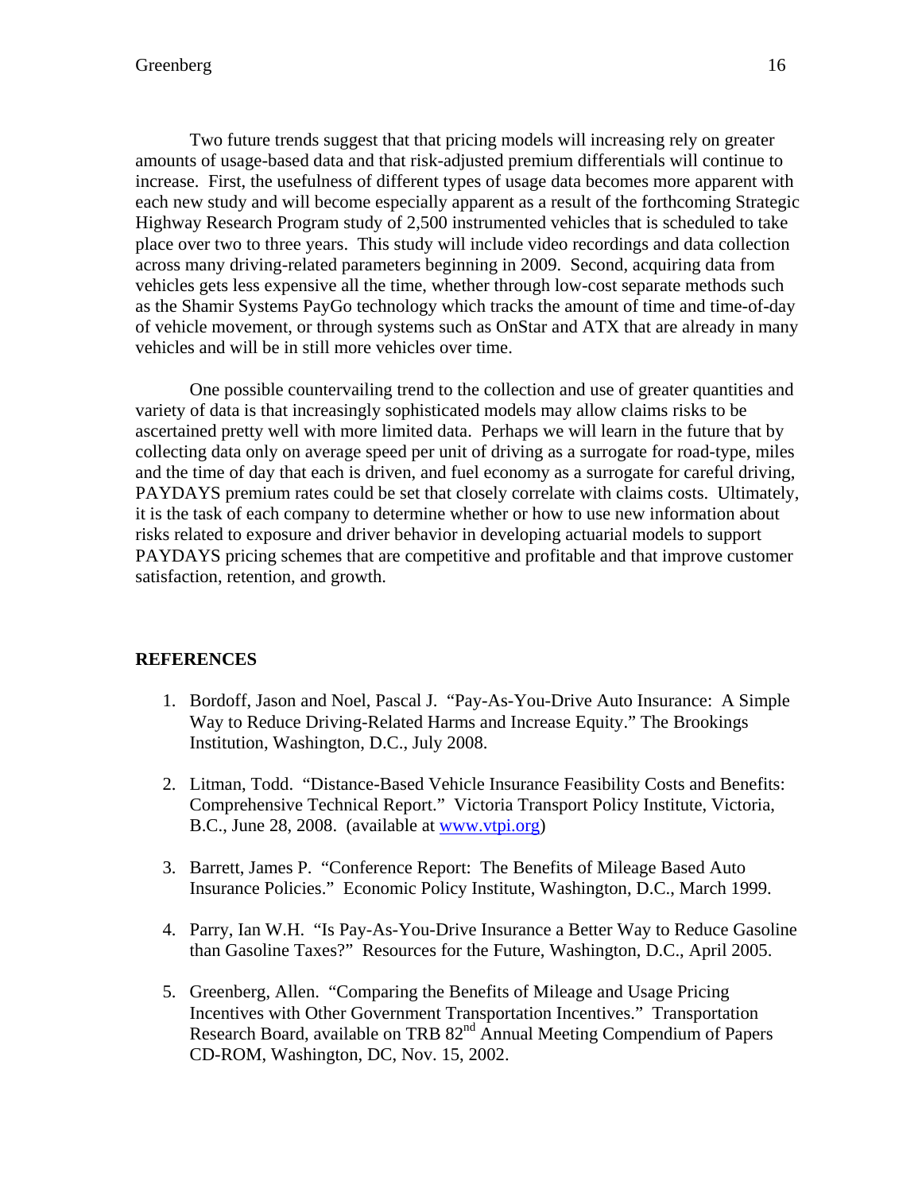Two future trends suggest that that pricing models will increasing rely on greater amounts of usage-based data and that risk-adjusted premium differentials will continue to increase. First, the usefulness of different types of usage data becomes more apparent with each new study and will become especially apparent as a result of the forthcoming Strategic Highway Research Program study of 2,500 instrumented vehicles that is scheduled to take place over two to three years. This study will include video recordings and data collection across many driving-related parameters beginning in 2009. Second, acquiring data from vehicles gets less expensive all the time, whether through low-cost separate methods such as the Shamir Systems PayGo technology which tracks the amount of time and time-of-day of vehicle movement, or through systems such as OnStar and ATX that are already in many vehicles and will be in still more vehicles over time.

One possible countervailing trend to the collection and use of greater quantities and variety of data is that increasingly sophisticated models may allow claims risks to be ascertained pretty well with more limited data. Perhaps we will learn in the future that by collecting data only on average speed per unit of driving as a surrogate for road-type, miles and the time of day that each is driven, and fuel economy as a surrogate for careful driving, PAYDAYS premium rates could be set that closely correlate with claims costs. Ultimately, it is the task of each company to determine whether or how to use new information about risks related to exposure and driver behavior in developing actuarial models to support PAYDAYS pricing schemes that are competitive and profitable and that improve customer satisfaction, retention, and growth.

## REFERENCES

1. Bordoff, Jason and Noel, Pascal J. "Pay-As-You-Drive Auto Insurance: A Simple Way to Reduce Driving-Related Harms and Increase Equity." The Brookings Institution, Washington, D.C., July 2008.

2. Litman, Todd. "Distance-Based Vehicle Insurance Feasibility Costs and Benefits: Comprehensive Technical Report." Victoria Transport Policy Institute, Victoria, B.C., June 28, 2008. (available at www.vtpi.org)

3. Barrett, James P. "Conference Report: The Benefits of Mileage Based Auto Insurance Policies." Economic Policy Institute, Washington, D.C., March 1999.

4. Parry, Ian W.H. "Is Pay-As-You-Drive Insurance a Better Way to Reduce Gasoline than Gasoline Taxes?" Resources for the Future, Washington, D.C., April 2005.

5. Greenberg, Allen. "Comparing the Benefits of Mileage and Usage Pricing Incentives with Other Government Transportation Incentives." Transportation Research Board, available on TRB 82nd Annual Meeting Compendium of Papers CD-ROM, Washington, DC, Nov. 15, 2002.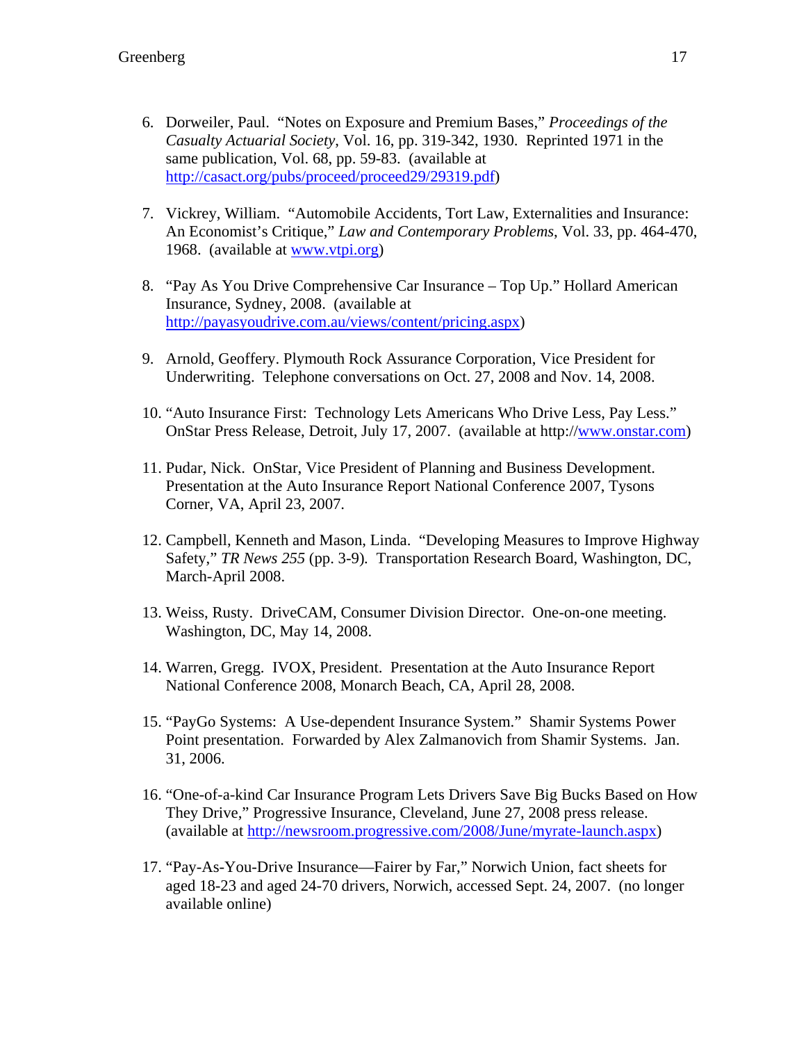6. Dorweiler, Paul. "Notes on Exposure and Premium Bases," *Proceedings of the Casualty Actuarial Society*, Vol. 16, pp. 319-342, 1930. Reprinted 1971 in the same publication, Vol. 68, pp. 59-83. (available at http://casact.org/pubs/proceed/proceed29/29319.pdf)

7. Vickrey, William. "Automobile Accidents, Tort Law, Externalities and Insurance: An Economist's Critique," *Law and Contemporary Problems*, Vol. 33, pp. 464-470, 1968. (available at www.vtpi.org)

8. "Pay As You Drive Comprehensive Car Insurance – Top Up." Hollard American Insurance, Sydney, 2008. (available at http://payasyoudrive.com.au/views/content/pricing.aspx)

9. Arnold, Geoffery. Plymouth Rock Assurance Corporation, Vice President for Underwriting. Telephone conversations on Oct. 27, 2008 and Nov. 14, 2008.

10. "Auto Insurance First: Technology Lets Americans Who Drive Less, Pay Less." OnStar Press Release, Detroit, July 17, 2007. (available at http://www.onstar.com)

11. Pudar, Nick. OnStar, Vice President of Planning and Business Development. Presentation at the Auto Insurance Report National Conference 2007, Tysons Corner, VA, April 23, 2007.

12. Campbell, Kenneth and Mason, Linda. "Developing Measures to Improve Highway Safety," *TR News 255* (pp. 3-9). Transportation Research Board, Washington, DC, March-April 2008.

13. Weiss, Rusty. DriveCAM, Consumer Division Director. One-on-one meeting. Washington, DC, May 14, 2008.

14. Warren, Gregg. IVOX, President. Presentation at the Auto Insurance Report National Conference 2008, Monarch Beach, CA, April 28, 2008.

15. "PayGo Systems: A Use-dependent Insurance System." Shamir Systems Power Point presentation. Forwarded by Alex Zalmanovich from Shamir Systems. Jan. 31, 2006.

16. "One-of-a-kind Car Insurance Program Lets Drivers Save Big Bucks Based on How They Drive," Progressive Insurance, Cleveland, June 27, 2008 press release. (available at http://newsroom.progressive.com/2008/June/myrate-launch.aspx)

17. "Pay-As-You-Drive Insurance—Fairer by Far," Norwich Union, fact sheets for aged 18-23 and aged 24-70 drivers, Norwich, accessed Sept. 24, 2007. (no longer available online)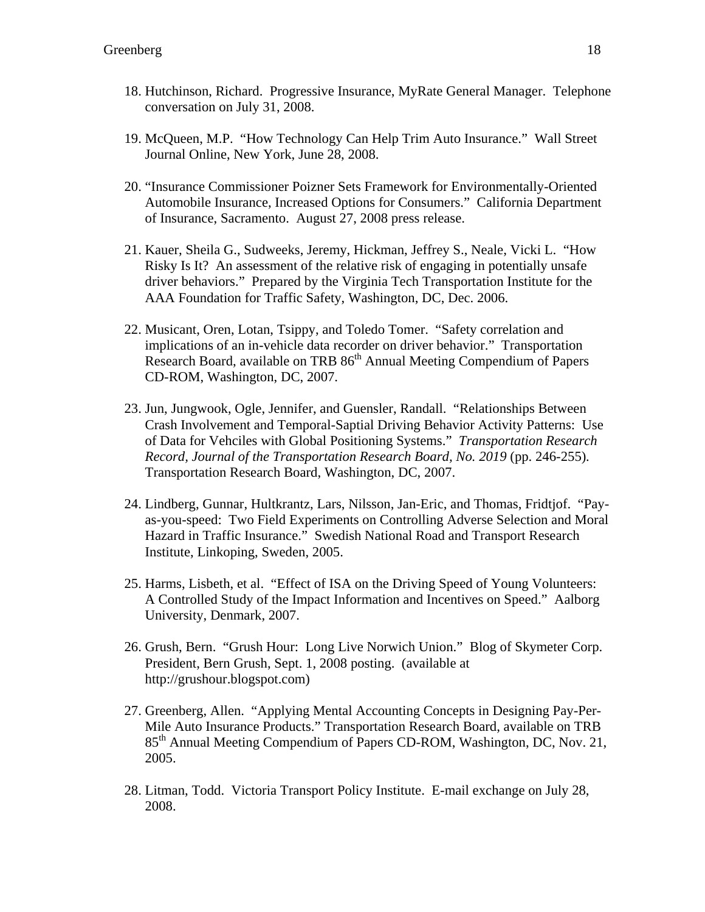18. Hutchinson, Richard. Progressive Insurance, MyRate General Manager. Telephone conversation on July 31, 2008.

19. McQueen, M.P. "How Technology Can Help Trim Auto Insurance." Wall Street Journal Online, New York, June 28, 2008.

20. "Insurance Commissioner Poizner Sets Framework for Environmentally-Oriented Automobile Insurance, Increased Options for Consumers." California Department of Insurance, Sacramento. August 27, 2008 press release.

21. Kauer, Sheila G., Sudweeks, Jeremy, Hickman, Jeffrey S., Neale, Vicki L. "How Risky Is It? An assessment of the relative risk of engaging in potentially unsafe driver behaviors." Prepared by the Virginia Tech Transportation Institute for the AAA Foundation for Traffic Safety, Washington, DC, Dec. 2006.

22. Musicant, Oren, Lotan, Tsippy, and Toledo Tomer. "Safety correlation and implications of an in-vehicle data recorder on driver behavior." Transportation Research Board, available on TRB 86th Annual Meeting Compendium of Papers CD-ROM, Washington, DC, 2007.

23. Jun, Jungwook, Ogle, Jennifer, and Guensler, Randall. "Relationships Between Crash Involvement and Temporal-Saptial Driving Behavior Activity Patterns: Use of Data for Vehciles with Global Positioning Systems." *Transportation Research Record, Journal of the Transportation Research Board, No. 2019* (pp. 246-255). Transportation Research Board, Washington, DC, 2007.

24. Lindberg, Gunnar, Hultkrantz, Lars, Nilsson, Jan-Eric, and Thomas, Fridtjof. "Pay-as-you-speed: Two Field Experiments on Controlling Adverse Selection and Moral Hazard in Traffic Insurance." Swedish National Road and Transport Research Institute, Linkoping, Sweden, 2005.

25. Harms, Lisbeth, et al. "Effect of ISA on the Driving Speed of Young Volunteers: A Controlled Study of the Impact Information and Incentives on Speed." Aalborg University, Denmark, 2007.

26. Grush, Bern. "Grush Hour: Long Live Norwich Union." Blog of Skymeter Corp. President, Bern Grush, Sept. 1, 2008 posting. (available at http://grushour.blogspot.com)

27. Greenberg, Allen. "Applying Mental Accounting Concepts in Designing Pay-Per-Mile Auto Insurance Products." Transportation Research Board, available on TRB 85th Annual Meeting Compendium of Papers CD-ROM, Washington, DC, Nov. 21, 2005.

28. Litman, Todd. Victoria Transport Policy Institute. E-mail exchange on July 28, 2008.